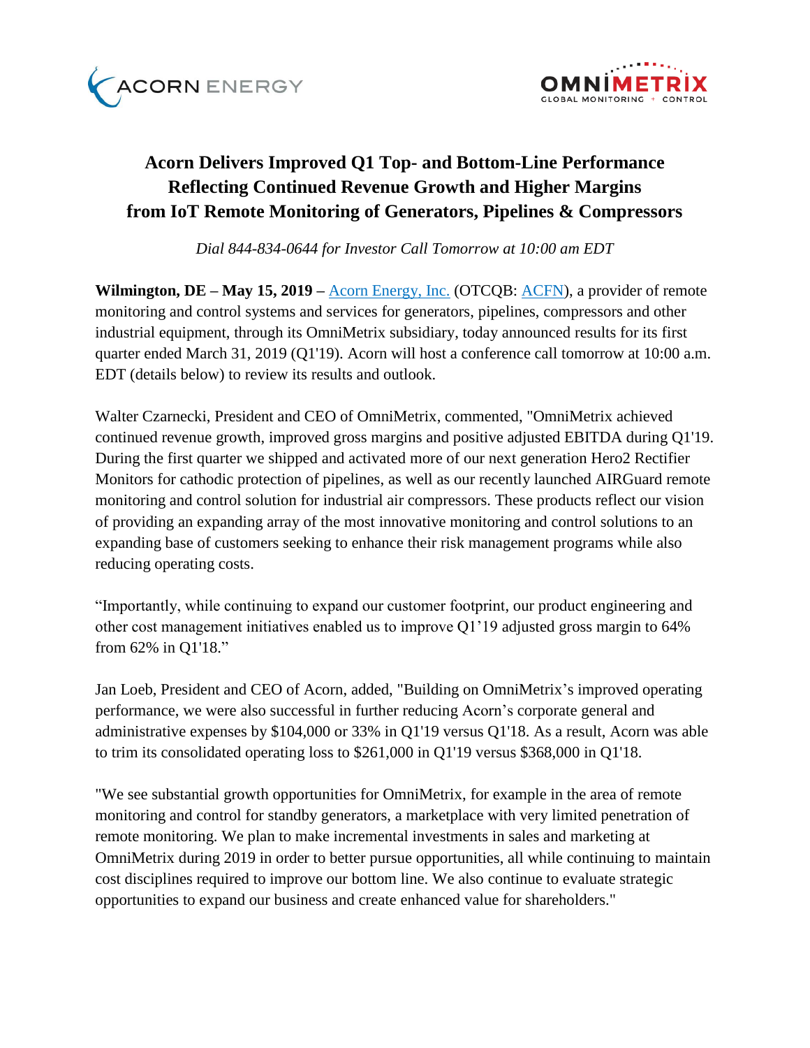# Acorn Delivers Improved Q1 Top- and Bottom-Line Performance Reflecting Continued Revenue Growth and Higher Margins from IoT Remote Monitoring of Generators, Pipelines & Compressors

*Dial 844-834-0644 for Investor Call Tomorrow at 10:00 am EDT*

**Wilmington, DE – May 15, 2019 –** Acorn Energy, Inc. (OTCQB: ACFN), a provider of remote monitoring and control systems and services for generators, pipelines, compressors and other industrial equipment, through its OmniMetrix subsidiary, today announced results for its first quarter ended March 31, 2019 (Q1'19). Acorn will host a conference call tomorrow at 10:00 a.m. EDT (details below) to review its results and outlook.

Walter Czarnecki, President and CEO of OmniMetrix, commented, "OmniMetrix achieved continued revenue growth, improved gross margins and positive adjusted EBITDA during Q1'19. During the first quarter we shipped and activated more of our next generation Hero2 Rectifier Monitors for cathodic protection of pipelines, as well as our recently launched AIRGuard remote monitoring and control solution for industrial air compressors. These products reflect our vision of providing an expanding array of the most innovative monitoring and control solutions to an expanding base of customers seeking to enhance their risk management programs while also reducing operating costs.

"Importantly, while continuing to expand our customer footprint, our product engineering and other cost management initiatives enabled us to improve Q1'19 adjusted gross margin to 64% from 62% in Q1'18."

Jan Loeb, President and CEO of Acorn, added, "Building on OmniMetrix's improved operating performance, we were also successful in further reducing Acorn's corporate general and administrative expenses by $104,000 or 33% in Q1'19 versus Q1'18. As a result, Acorn was able to trim its consolidated operating loss to $261,000 in Q1'19 versus $368,000 in Q1'18.

"We see substantial growth opportunities for OmniMetrix, for example in the area of remote monitoring and control for standby generators, a marketplace with very limited penetration of remote monitoring. We plan to make incremental investments in sales and marketing at OmniMetrix during 2019 in order to better pursue opportunities, all while continuing to maintain cost disciplines required to improve our bottom line. We also continue to evaluate strategic opportunities to expand our business and create enhanced value for shareholders."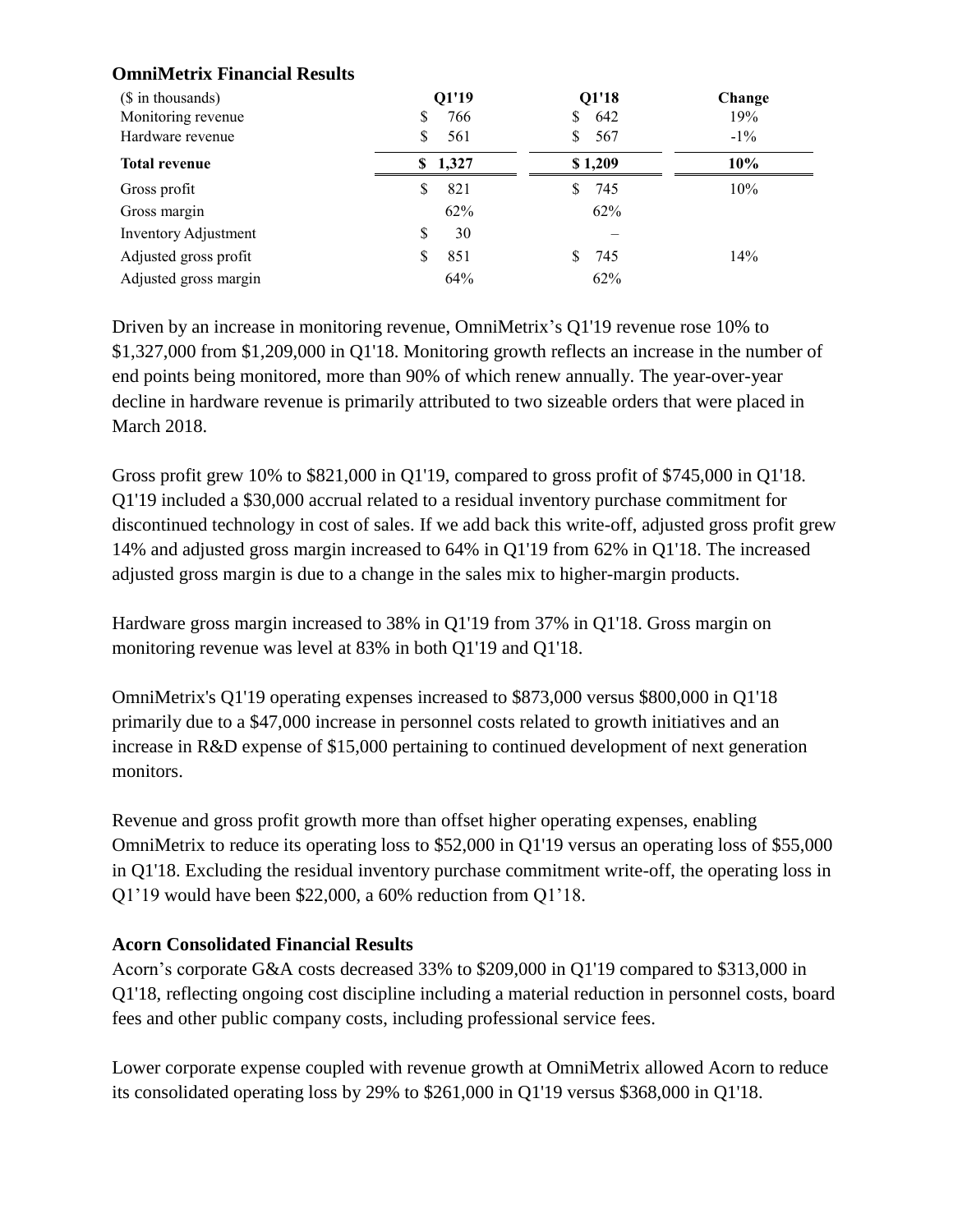**OmniMetrix Financial Results**

| ($ in thousands) | Q1'19 | Q1'18 | Change |
|---|---|---|---|
| Monitoring revenue | $ 766 | $ 642 | 19% |
| Hardware revenue | $ 561 | $ 567 | -1% |
| **Total revenue** | **$ 1,327** | **$ 1,209** | **10%** |
| Gross profit | $ 821 | $ 745 | 10% |
| Gross margin | 62% | 62% | |
| Inventory Adjustment | $ 30 | – | |
| Adjusted gross profit | $ 851 | $ 745 | 14% |
| Adjusted gross margin | 64% | 62% | |

Driven by an increase in monitoring revenue, OmniMetrix's Q1'19 revenue rose 10% to $1,327,000 from $1,209,000 in Q1'18. Monitoring growth reflects an increase in the number of end points being monitored, more than 90% of which renew annually. The year-over-year decline in hardware revenue is primarily attributed to two sizeable orders that were placed in March 2018.

Gross profit grew 10% to $821,000 in Q1'19, compared to gross profit of $745,000 in Q1'18. Q1'19 included a $30,000 accrual related to a residual inventory purchase commitment for discontinued technology in cost of sales. If we add back this write-off, adjusted gross profit grew 14% and adjusted gross margin increased to 64% in Q1'19 from 62% in Q1'18. The increased adjusted gross margin is due to a change in the sales mix to higher-margin products.

Hardware gross margin increased to 38% in Q1'19 from 37% in Q1'18. Gross margin on monitoring revenue was level at 83% in both Q1'19 and Q1'18.

OmniMetrix's Q1'19 operating expenses increased to $873,000 versus $800,000 in Q1'18 primarily due to a $47,000 increase in personnel costs related to growth initiatives and an increase in R&D expense of $15,000 pertaining to continued development of next generation monitors.

Revenue and gross profit growth more than offset higher operating expenses, enabling OmniMetrix to reduce its operating loss to $52,000 in Q1'19 versus an operating loss of $55,000 in Q1'18. Excluding the residual inventory purchase commitment write-off, the operating loss in Q1'19 would have been $22,000, a 60% reduction from Q1'18.

**Acorn Consolidated Financial Results**

Acorn's corporate G&A costs decreased 33% to $209,000 in Q1'19 compared to $313,000 in Q1'18, reflecting ongoing cost discipline including a material reduction in personnel costs, board fees and other public company costs, including professional service fees.

Lower corporate expense coupled with revenue growth at OmniMetrix allowed Acorn to reduce its consolidated operating loss by 29% to $261,000 in Q1'19 versus $368,000 in Q1'18.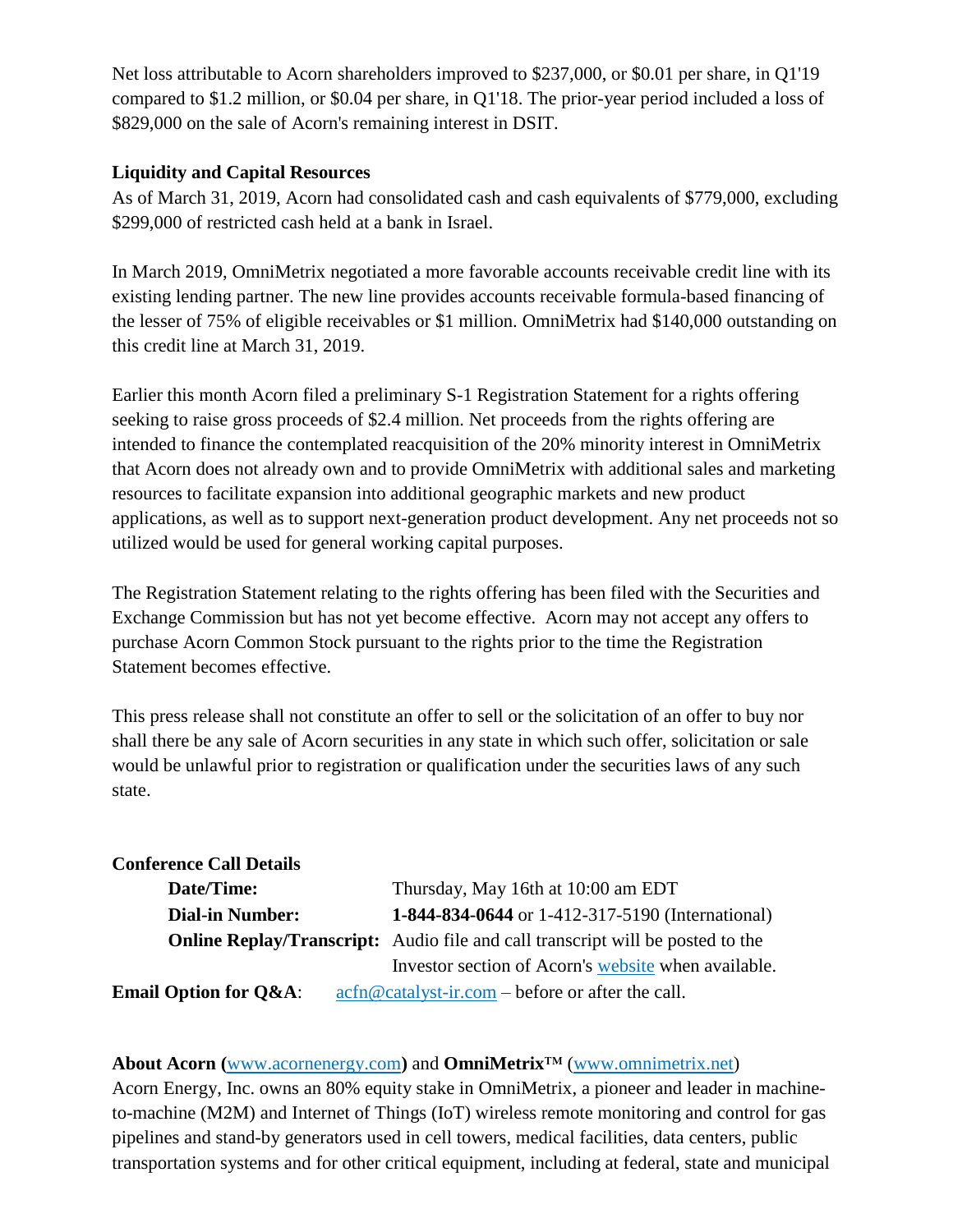Net loss attributable to Acorn shareholders improved to $237,000, or $0.01 per share, in Q1'19 compared to $1.2 million, or $0.04 per share, in Q1'18. The prior-year period included a loss of $829,000 on the sale of Acorn's remaining interest in DSIT.

**Liquidity and Capital Resources**

As of March 31, 2019, Acorn had consolidated cash and cash equivalents of $779,000, excluding $299,000 of restricted cash held at a bank in Israel.

In March 2019, OmniMetrix negotiated a more favorable accounts receivable credit line with its existing lending partner. The new line provides accounts receivable formula-based financing of the lesser of 75% of eligible receivables or $1 million. OmniMetrix had $140,000 outstanding on this credit line at March 31, 2019.

Earlier this month Acorn filed a preliminary S-1 Registration Statement for a rights offering seeking to raise gross proceeds of $2.4 million. Net proceeds from the rights offering are intended to finance the contemplated reacquisition of the 20% minority interest in OmniMetrix that Acorn does not already own and to provide OmniMetrix with additional sales and marketing resources to facilitate expansion into additional geographic markets and new product applications, as well as to support next-generation product development. Any net proceeds not so utilized would be used for general working capital purposes.

The Registration Statement relating to the rights offering has been filed with the Securities and Exchange Commission but has not yet become effective. Acorn may not accept any offers to purchase Acorn Common Stock pursuant to the rights prior to the time the Registration Statement becomes effective.

This press release shall not constitute an offer to sell or the solicitation of an offer to buy nor shall there be any sale of Acorn securities in any state in which such offer, solicitation or sale would be unlawful prior to registration or qualification under the securities laws of any such state.

**Conference Call Details**

**Date/Time:** Thursday, May 16th at 10:00 am EDT

**Dial-in Number:** **1-844-834-0644** or 1-412-317-5190 (International)

**Online Replay/Transcript:** Audio file and call transcript will be posted to the Investor section of Acorn's website when available.

**Email Option for Q&A**: acfn@catalyst-ir.com – before or after the call.

**About Acorn (**www.acornenergy.com**)** and **OmniMetrix™** (www.omnimetrix.net)

Acorn Energy, Inc. owns an 80% equity stake in OmniMetrix, a pioneer and leader in machine-to-machine (M2M) and Internet of Things (IoT) wireless remote monitoring and control for gas pipelines and stand-by generators used in cell towers, medical facilities, data centers, public transportation systems and for other critical equipment, including at federal, state and municipal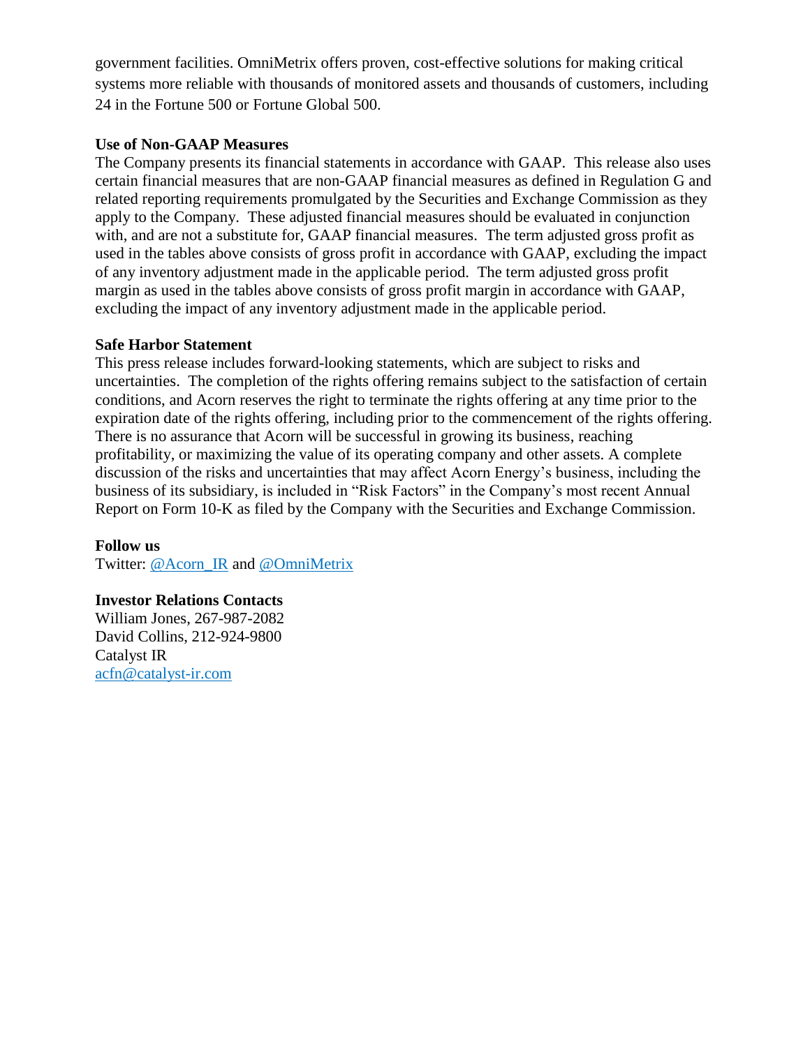government facilities. OmniMetrix offers proven, cost-effective solutions for making critical systems more reliable with thousands of monitored assets and thousands of customers, including 24 in the Fortune 500 or Fortune Global 500.

**Use of Non-GAAP Measures**

The Company presents its financial statements in accordance with GAAP. This release also uses certain financial measures that are non-GAAP financial measures as defined in Regulation G and related reporting requirements promulgated by the Securities and Exchange Commission as they apply to the Company. These adjusted financial measures should be evaluated in conjunction with, and are not a substitute for, GAAP financial measures. The term adjusted gross profit as used in the tables above consists of gross profit in accordance with GAAP, excluding the impact of any inventory adjustment made in the applicable period. The term adjusted gross profit margin as used in the tables above consists of gross profit margin in accordance with GAAP, excluding the impact of any inventory adjustment made in the applicable period.

**Safe Harbor Statement**

This press release includes forward-looking statements, which are subject to risks and uncertainties. The completion of the rights offering remains subject to the satisfaction of certain conditions, and Acorn reserves the right to terminate the rights offering at any time prior to the expiration date of the rights offering, including prior to the commencement of the rights offering. There is no assurance that Acorn will be successful in growing its business, reaching profitability, or maximizing the value of its operating company and other assets. A complete discussion of the risks and uncertainties that may affect Acorn Energy's business, including the business of its subsidiary, is included in "Risk Factors" in the Company's most recent Annual Report on Form 10-K as filed by the Company with the Securities and Exchange Commission.

**Follow us**

Twitter: @Acorn_IR and @OmniMetrix

**Investor Relations Contacts**

William Jones, 267-987-2082
David Collins, 212-924-9800
Catalyst IR
acfn@catalyst-ir.com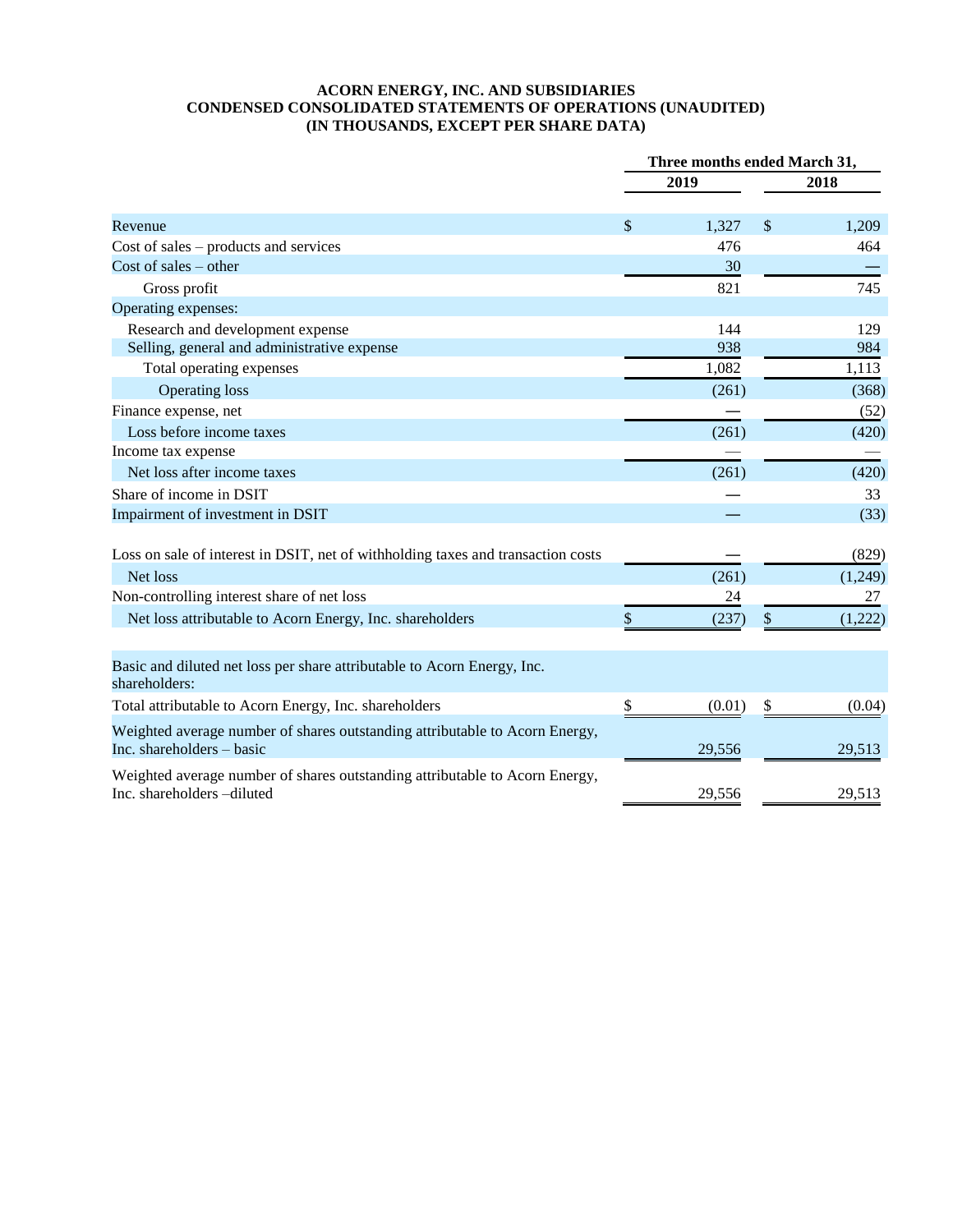**ACORN ENERGY, INC. AND SUBSIDIARIES**
**CONDENSED CONSOLIDATED STATEMENTS OF OPERATIONS (UNAUDITED)**
**(IN THOUSANDS, EXCEPT PER SHARE DATA)**

| | Three months ended March 31, | |
|---|---|---|
| | 2019 | 2018 |
| Revenue | $ 1,327 | $ 1,209 |
| Cost of sales – products and services | 476 | 464 |
| Cost of sales – other | 30 | — |
| Gross profit | 821 | 745 |
| Operating expenses: | | |
| Research and development expense | 144 | 129 |
| Selling, general and administrative expense | 938 | 984 |
| Total operating expenses | 1,082 | 1,113 |
| Operating loss | (261) | (368) |
| Finance expense, net | — | (52) |
| Loss before income taxes | (261) | (420) |
| Income tax expense | — | — |
| Net loss after income taxes | (261) | (420) |
| Share of income in DSIT | — | 33 |
| Impairment of investment in DSIT | — | (33) |
| Loss on sale of interest in DSIT, net of withholding taxes and transaction costs | — | (829) |
| Net loss | (261) | (1,249) |
| Non-controlling interest share of net loss | 24 | 27 |
| Net loss attributable to Acorn Energy, Inc. shareholders | $ (237) | $ (1,222) |
| Basic and diluted net loss per share attributable to Acorn Energy, Inc. shareholders: | | |
| Total attributable to Acorn Energy, Inc. shareholders | $ (0.01) | $ (0.04) |
| Weighted average number of shares outstanding attributable to Acorn Energy, Inc. shareholders – basic | 29,556 | 29,513 |
| Weighted average number of shares outstanding attributable to Acorn Energy, Inc. shareholders –diluted | 29,556 | 29,513 |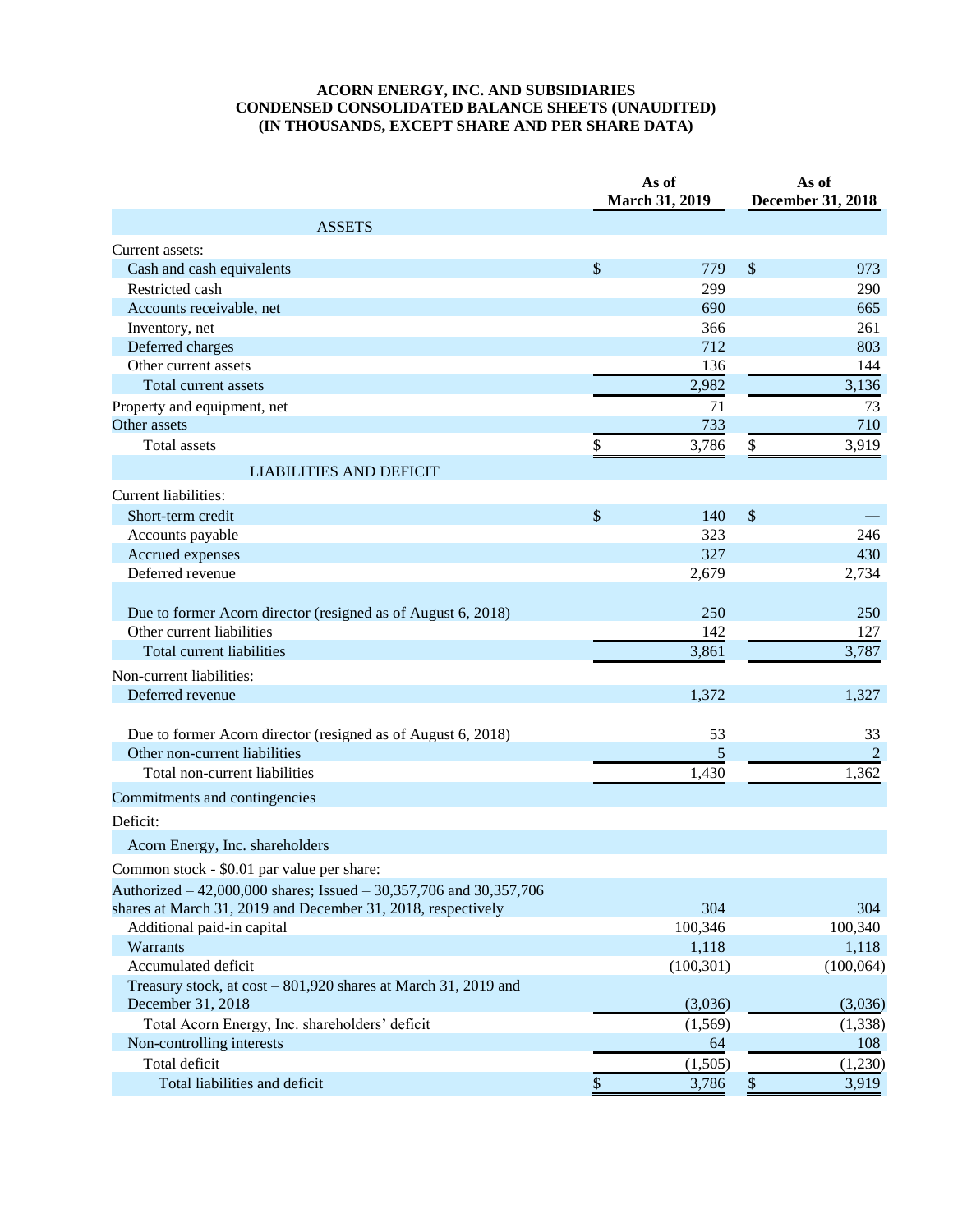**ACORN ENERGY, INC. AND SUBSIDIARIES**
**CONDENSED CONSOLIDATED BALANCE SHEETS (UNAUDITED)**
**(IN THOUSANDS, EXCEPT SHARE AND PER SHARE DATA)**

| | As of March 31, 2019 | As of December 31, 2018 |
|---|---|---|
| **ASSETS** | | |
| Current assets: | | |
| Cash and cash equivalents | $ 779 | $ 973 |
| Restricted cash | 299 | 290 |
| Accounts receivable, net | 690 | 665 |
| Inventory, net | 366 | 261 |
| Deferred charges | 712 | 803 |
| Other current assets | 136 | 144 |
| Total current assets | 2,982 | 3,136 |
| Property and equipment, net | 71 | 73 |
| Other assets | 733 | 710 |
| Total assets | $ 3,786 | $ 3,919 |
| **LIABILITIES AND DEFICIT** | | |
| Current liabilities: | | |
| Short-term credit | $ 140 | $ — |
| Accounts payable | 323 | 246 |
| Accrued expenses | 327 | 430 |
| Deferred revenue | 2,679 | 2,734 |
| Due to former Acorn director (resigned as of August 6, 2018) | 250 | 250 |
| Other current liabilities | 142 | 127 |
| Total current liabilities | 3,861 | 3,787 |
| Non-current liabilities: | | |
| Deferred revenue | 1,372 | 1,327 |
| Due to former Acorn director (resigned as of August 6, 2018) | 53 | 33 |
| Other non-current liabilities | 5 | 2 |
| Total non-current liabilities | 1,430 | 1,362 |
| Commitments and contingencies | | |
| Deficit: | | |
| Acorn Energy, Inc. shareholders | | |
| Common stock - $0.01 par value per share: | | |
| Authorized – 42,000,000 shares; Issued – 30,357,706 and 30,357,706 shares at March 31, 2019 and December 31, 2018, respectively | 304 | 304 |
| Additional paid-in capital | 100,346 | 100,340 |
| Warrants | 1,118 | 1,118 |
| Accumulated deficit | (100,301) | (100,064) |
| Treasury stock, at cost – 801,920 shares at March 31, 2019 and December 31, 2018 | (3,036) | (3,036) |
| Total Acorn Energy, Inc. shareholders' deficit | (1,569) | (1,338) |
| Non-controlling interests | 64 | 108 |
| Total deficit | (1,505) | (1,230) |
| Total liabilities and deficit | $ 3,786 | $ 3,919 |